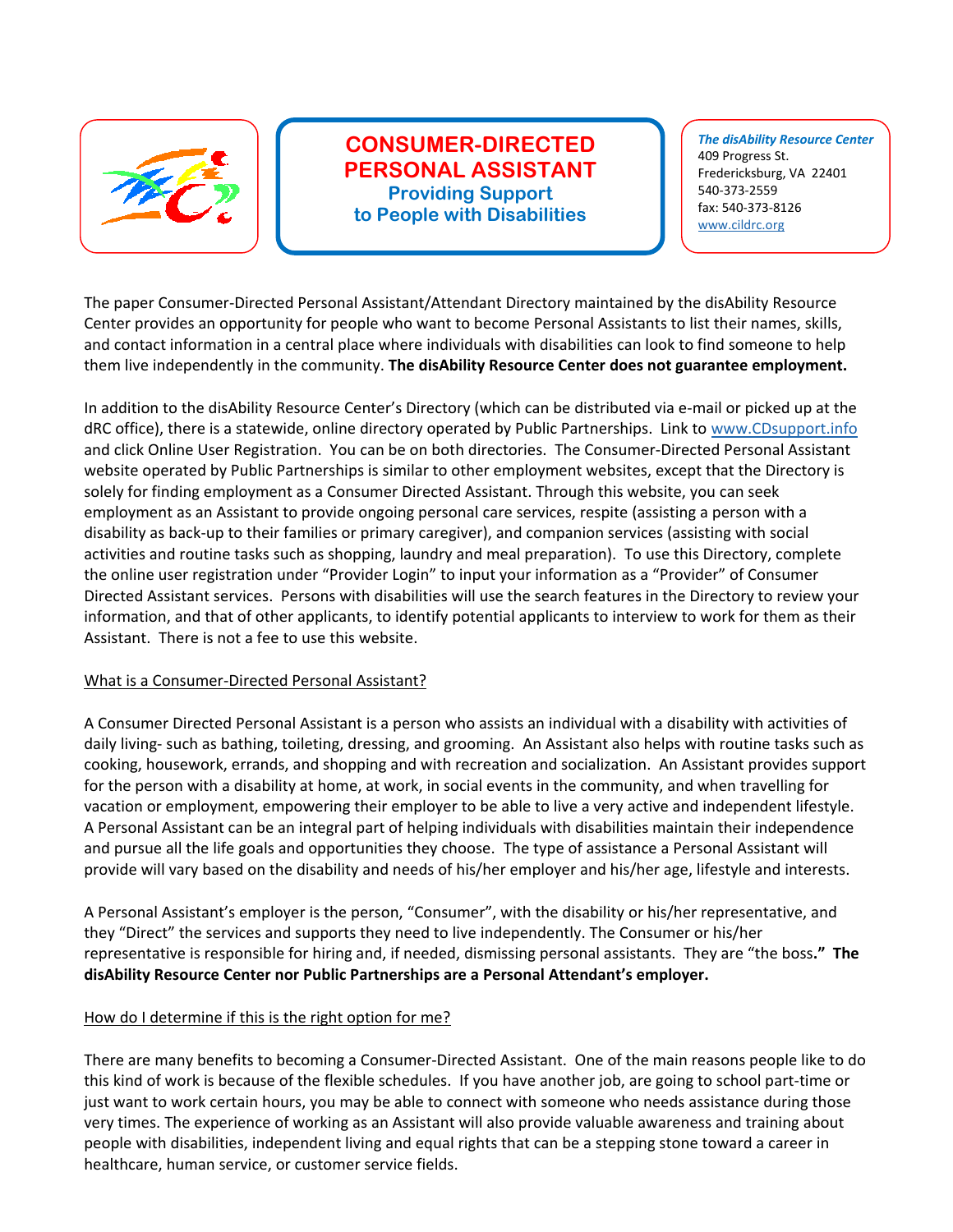# CONSUMER-DIRECTED PERSONAL ASSISTANT

**Providing Support to People with Disabilities**

*The disAbility Resource Center*
409 Progress St.
Fredericksburg, VA 22401
540-373-2559
fax: 540-373-8126
www.cildrc.org

The paper Consumer-Directed Personal Assistant/Attendant Directory maintained by the disAbility Resource Center provides an opportunity for people who want to become Personal Assistants to list their names, skills, and contact information in a central place where individuals with disabilities can look to find someone to help them live independently in the community. **The disAbility Resource Center does not guarantee employment.**

In addition to the disAbility Resource Center's Directory (which can be distributed via e-mail or picked up at the dRC office), there is a statewide, online directory operated by Public Partnerships. Link to www.CDsupport.info and click Online User Registration. You can be on both directories. The Consumer-Directed Personal Assistant website operated by Public Partnerships is similar to other employment websites, except that the Directory is solely for finding employment as a Consumer Directed Assistant. Through this website, you can seek employment as an Assistant to provide ongoing personal care services, respite (assisting a person with a disability as back-up to their families or primary caregiver), and companion services (assisting with social activities and routine tasks such as shopping, laundry and meal preparation). To use this Directory, complete the online user registration under "Provider Login" to input your information as a "Provider" of Consumer Directed Assistant services. Persons with disabilities will use the search features in the Directory to review your information, and that of other applicants, to identify potential applicants to interview to work for them as their Assistant. There is not a fee to use this website.

## What is a Consumer-Directed Personal Assistant?

A Consumer Directed Personal Assistant is a person who assists an individual with a disability with activities of daily living- such as bathing, toileting, dressing, and grooming. An Assistant also helps with routine tasks such as cooking, housework, errands, and shopping and with recreation and socialization. An Assistant provides support for the person with a disability at home, at work, in social events in the community, and when travelling for vacation or employment, empowering their employer to be able to live a very active and independent lifestyle. A Personal Assistant can be an integral part of helping individuals with disabilities maintain their independence and pursue all the life goals and opportunities they choose. The type of assistance a Personal Assistant will provide will vary based on the disability and needs of his/her employer and his/her age, lifestyle and interests.

A Personal Assistant's employer is the person, "Consumer", with the disability or his/her representative, and they "Direct" the services and supports they need to live independently. The Consumer or his/her representative is responsible for hiring and, if needed, dismissing personal assistants. They are "the boss**." The disAbility Resource Center nor Public Partnerships are a Personal Attendant's employer.**

## How do I determine if this is the right option for me?

There are many benefits to becoming a Consumer-Directed Assistant. One of the main reasons people like to do this kind of work is because of the flexible schedules. If you have another job, are going to school part-time or just want to work certain hours, you may be able to connect with someone who needs assistance during those very times. The experience of working as an Assistant will also provide valuable awareness and training about people with disabilities, independent living and equal rights that can be a stepping stone toward a career in healthcare, human service, or customer service fields.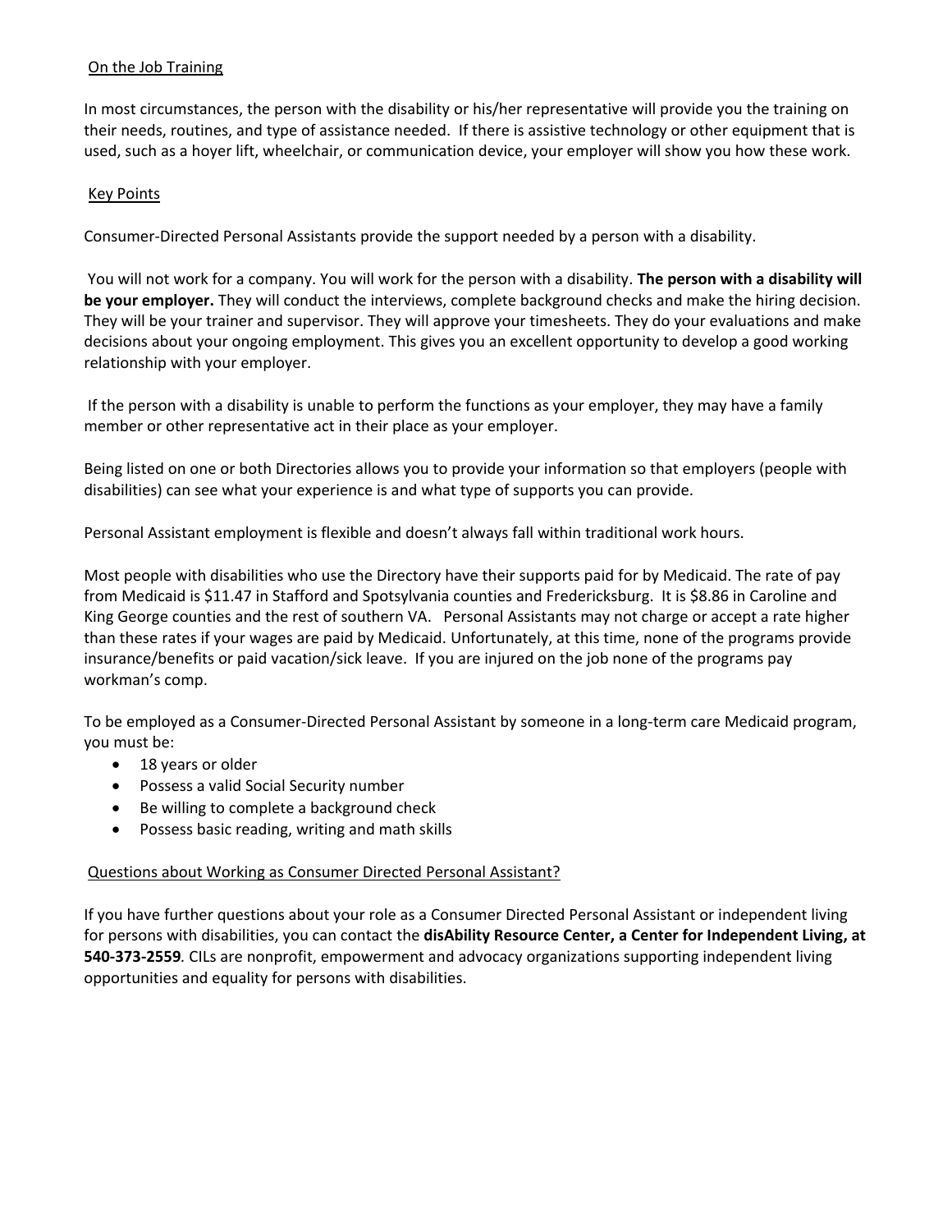## On the Job Training

In most circumstances, the person with the disability or his/her representative will provide you the training on their needs, routines, and type of assistance needed. If there is assistive technology or other equipment that is used, such as a hoyer lift, wheelchair, or communication device, your employer will show you how these work.

## Key Points

Consumer-Directed Personal Assistants provide the support needed by a person with a disability.

You will not work for a company. You will work for the person with a disability. **The person with a disability will be your employer.** They will conduct the interviews, complete background checks and make the hiring decision. They will be your trainer and supervisor. They will approve your timesheets. They do your evaluations and make decisions about your ongoing employment. This gives you an excellent opportunity to develop a good working relationship with your employer.

If the person with a disability is unable to perform the functions as your employer, they may have a family member or other representative act in their place as your employer.

Being listed on one or both Directories allows you to provide your information so that employers (people with disabilities) can see what your experience is and what type of supports you can provide.

Personal Assistant employment is flexible and doesn't always fall within traditional work hours.

Most people with disabilities who use the Directory have their supports paid for by Medicaid. The rate of pay from Medicaid is $11.47 in Stafford and Spotsylvania counties and Fredericksburg. It is $8.86 in Caroline and King George counties and the rest of southern VA. Personal Assistants may not charge or accept a rate higher than these rates if your wages are paid by Medicaid. Unfortunately, at this time, none of the programs provide insurance/benefits or paid vacation/sick leave. If you are injured on the job none of the programs pay workman's comp.

To be employed as a Consumer-Directed Personal Assistant by someone in a long-term care Medicaid program, you must be:

- 18 years or older
- Possess a valid Social Security number
- Be willing to complete a background check
- Possess basic reading, writing and math skills

## Questions about Working as Consumer Directed Personal Assistant?

If you have further questions about your role as a Consumer Directed Personal Assistant or independent living for persons with disabilities, you can contact the **disAbility Resource Center, a Center for Independent Living, at 540-373-2559**. CILs are nonprofit, empowerment and advocacy organizations supporting independent living opportunities and equality for persons with disabilities.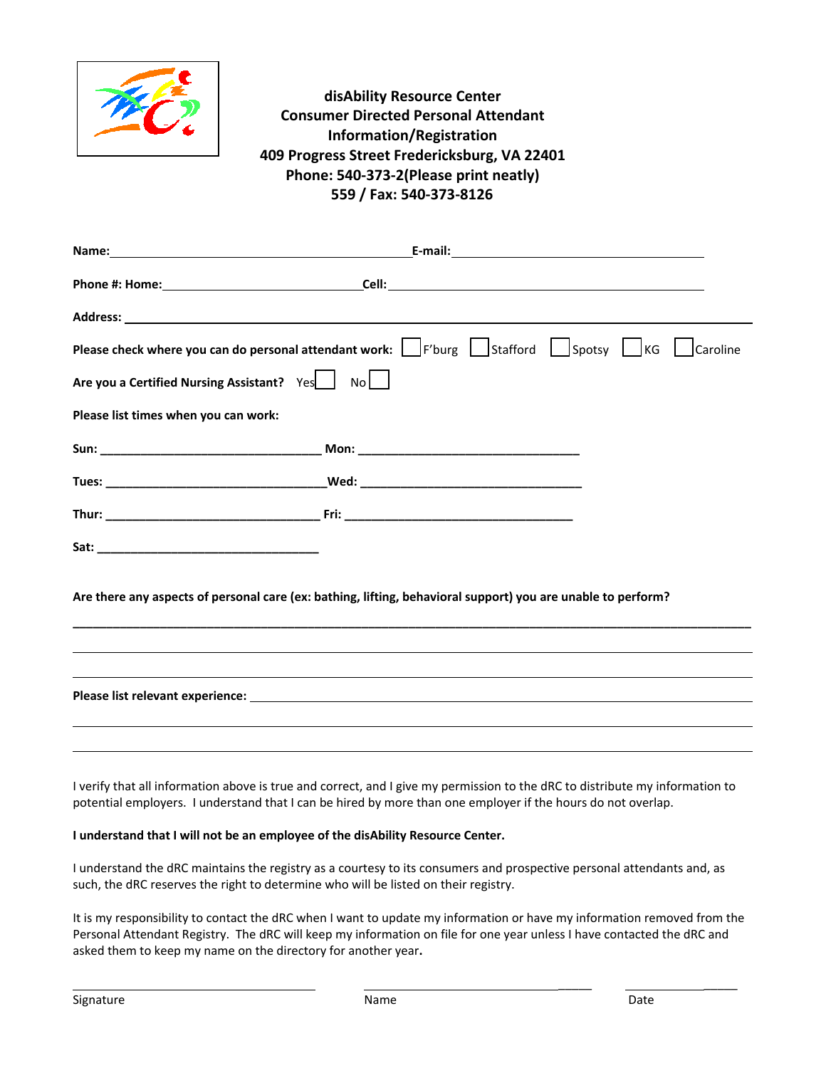**disAbility Resource Center**
**Consumer Directed Personal Attendant**
**Information/Registration**
**409 Progress Street Fredericksburg, VA 22401**
**Phone: 540-373-2(Please print neatly)**
**559 / Fax: 540-373-8126**

**Name:**\_\_\_\_\_\_\_\_\_\_\_\_\_\_\_\_\_\_\_\_\_\_\_\_\_\_\_\_\_\_\_\_\_\_\_\_\_\_\_\_ **E-mail:**\_\_\_\_\_\_\_\_\_\_\_\_\_\_\_\_\_\_\_\_\_\_\_\_\_\_\_\_\_\_\_\_\_\_\_\_

**Phone #: Home:**\_\_\_\_\_\_\_\_\_\_\_\_\_\_\_\_\_\_\_\_\_\_\_\_\_\_ **Cell:**\_\_\_\_\_\_\_\_\_\_\_\_\_\_\_\_\_\_\_\_\_\_\_\_\_\_\_\_\_\_\_\_\_\_\_\_\_\_\_\_

**Address:** \_\_\_\_\_\_\_\_\_\_\_\_\_\_\_\_\_\_\_\_\_\_\_\_\_\_\_\_\_\_\_\_\_\_\_\_\_\_\_\_\_\_\_\_\_\_\_\_\_\_\_\_\_\_\_\_\_\_\_\_\_\_\_\_\_\_\_\_\_\_\_\_\_\_\_\_\_\_

**Please check where you can do personal attendant work:** ☐ F'burg ☐ Stafford ☐ Spotsy ☐ KG ☐ Caroline

**Are you a Certified Nursing Assistant?** Yes ☐ No ☐

**Please list times when you can work:**

**Sun:** \_\_\_\_\_\_\_\_\_\_\_\_\_\_\_\_\_\_\_\_\_\_\_\_\_\_\_\_\_\_ **Mon:** \_\_\_\_\_\_\_\_\_\_\_\_\_\_\_\_\_\_\_\_\_\_\_\_\_\_\_\_\_\_

**Tues:** \_\_\_\_\_\_\_\_\_\_\_\_\_\_\_\_\_\_\_\_\_\_\_\_\_\_\_\_\_\_ **Wed:** \_\_\_\_\_\_\_\_\_\_\_\_\_\_\_\_\_\_\_\_\_\_\_\_\_\_\_\_\_\_

**Thur:** \_\_\_\_\_\_\_\_\_\_\_\_\_\_\_\_\_\_\_\_\_\_\_\_\_\_\_\_\_\_ **Fri:** \_\_\_\_\_\_\_\_\_\_\_\_\_\_\_\_\_\_\_\_\_\_\_\_\_\_\_\_\_\_

**Sat:** \_\_\_\_\_\_\_\_\_\_\_\_\_\_\_\_\_\_\_\_\_\_\_\_\_\_\_\_\_\_

**Are there any aspects of personal care (ex: bathing, lifting, behavioral support) you are unable to perform?**

\_\_\_\_\_\_\_\_\_\_\_\_\_\_\_\_\_\_\_\_\_\_\_\_\_\_\_\_\_\_\_\_\_\_\_\_\_\_\_\_\_\_\_\_\_\_\_\_\_\_\_\_\_\_\_\_\_\_\_\_\_\_\_\_\_\_\_\_\_\_\_\_\_\_\_\_\_\_\_\_\_\_\_\_

\_\_\_\_\_\_\_\_\_\_\_\_\_\_\_\_\_\_\_\_\_\_\_\_\_\_\_\_\_\_\_\_\_\_\_\_\_\_\_\_\_\_\_\_\_\_\_\_\_\_\_\_\_\_\_\_\_\_\_\_\_\_\_\_\_\_\_\_\_\_\_\_\_\_\_\_\_\_\_\_\_\_\_\_

\_\_\_\_\_\_\_\_\_\_\_\_\_\_\_\_\_\_\_\_\_\_\_\_\_\_\_\_\_\_\_\_\_\_\_\_\_\_\_\_\_\_\_\_\_\_\_\_\_\_\_\_\_\_\_\_\_\_\_\_\_\_\_\_\_\_\_\_\_\_\_\_\_\_\_\_\_\_\_\_\_\_\_\_

**Please list relevant experience:** \_\_\_\_\_\_\_\_\_\_\_\_\_\_\_\_\_\_\_\_\_\_\_\_\_\_\_\_\_\_\_\_\_\_\_\_\_\_\_\_\_\_\_\_\_\_\_\_\_\_\_\_\_\_\_\_\_\_\_\_

\_\_\_\_\_\_\_\_\_\_\_\_\_\_\_\_\_\_\_\_\_\_\_\_\_\_\_\_\_\_\_\_\_\_\_\_\_\_\_\_\_\_\_\_\_\_\_\_\_\_\_\_\_\_\_\_\_\_\_\_\_\_\_\_\_\_\_\_\_\_\_\_\_\_\_\_\_\_\_\_\_\_\_\_

\_\_\_\_\_\_\_\_\_\_\_\_\_\_\_\_\_\_\_\_\_\_\_\_\_\_\_\_\_\_\_\_\_\_\_\_\_\_\_\_\_\_\_\_\_\_\_\_\_\_\_\_\_\_\_\_\_\_\_\_\_\_\_\_\_\_\_\_\_\_\_\_\_\_\_\_\_\_\_\_\_\_\_\_

I verify that all information above is true and correct, and I give my permission to the dRC to distribute my information to potential employers. I understand that I can be hired by more than one employer if the hours do not overlap.

**I understand that I will not be an employee of the disAbility Resource Center.**

I understand the dRC maintains the registry as a courtesy to its consumers and prospective personal attendants and, as such, the dRC reserves the right to determine who will be listed on their registry.

It is my responsibility to contact the dRC when I want to update my information or have my information removed from the Personal Attendant Registry. The dRC will keep my information on file for one year unless I have contacted the dRC and asked them to keep my name on the directory for another year.

\_\_\_\_\_\_\_\_\_\_\_\_\_\_\_\_\_\_\_\_\_\_\_\_\_\_ \_\_\_\_\_\_\_\_\_\_\_\_\_\_\_\_\_\_\_\_\_\_\_\_\_\_ \_\_\_\_\_\_\_\_\_\_\_\_\_\_\_\_

Signature Name Date